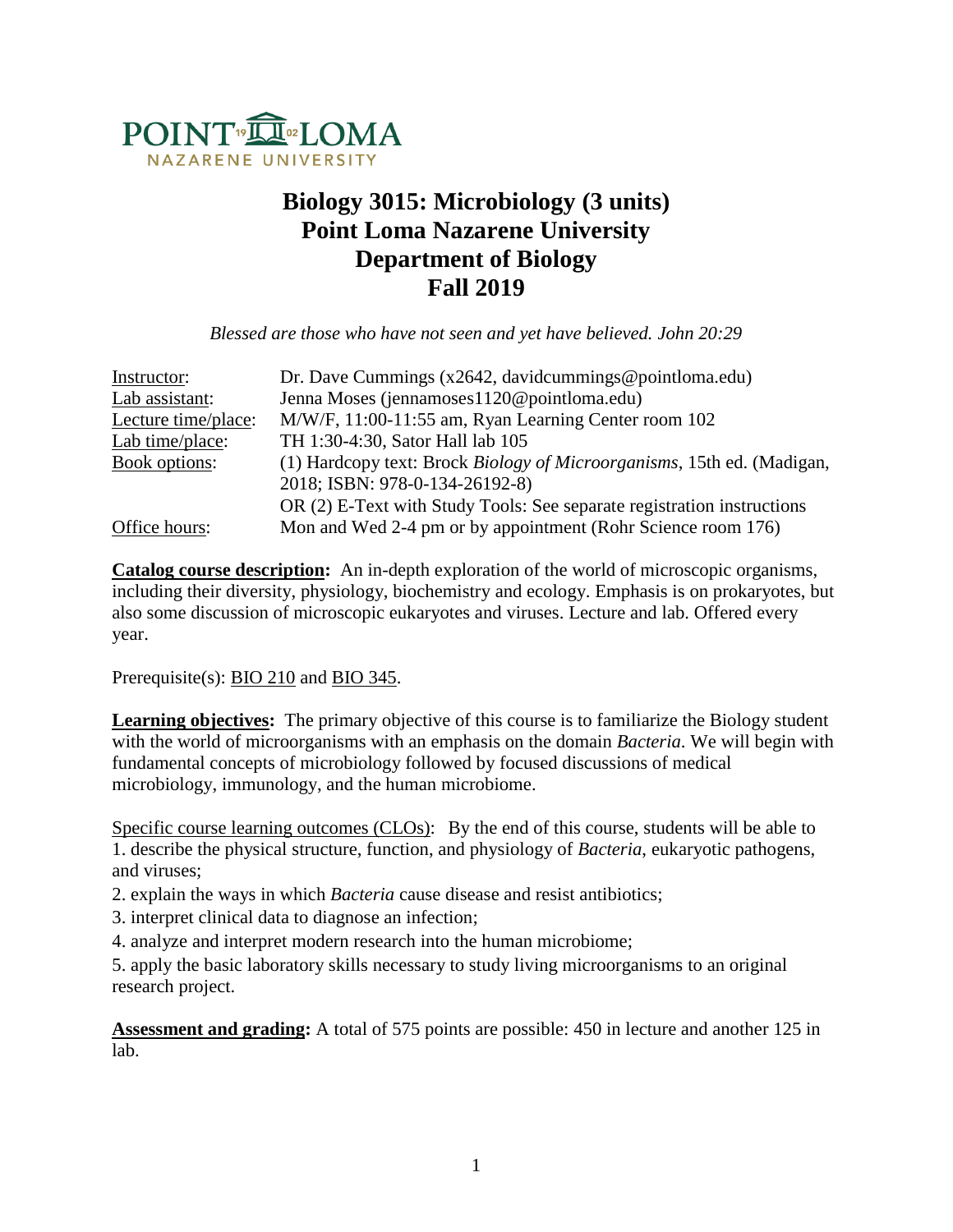POINT LOMA NAZARENE UNIVERSITY

# Biology 3015: Microbiology (3 units)
# Point Loma Nazarene University
# Department of Biology
# Fall 2019

*Blessed are those who have not seen and yet have believed. John 20:29*

| | |
|---|---|
| Instructor: | Dr. Dave Cummings (x2642, davidcummings@pointloma.edu) |
| Lab assistant: | Jenna Moses (jennamoses1120@pointloma.edu) |
| Lecture time/place: | M/W/F, 11:00-11:55 am, Ryan Learning Center room 102 |
| Lab time/place: | TH 1:30-4:30, Sator Hall lab 105 |
| Book options: | (1) Hardcopy text: Brock *Biology of Microorganisms*, 15th ed. (Madigan, 2018; ISBN: 978-0-134-26192-8)<br>OR (2) E-Text with Study Tools: See separate registration instructions |
| Office hours: | Mon and Wed 2-4 pm or by appointment (Rohr Science room 176) |

**Catalog course description:** An in-depth exploration of the world of microscopic organisms, including their diversity, physiology, biochemistry and ecology. Emphasis is on prokaryotes, but also some discussion of microscopic eukaryotes and viruses. Lecture and lab. Offered every year.

Prerequisite(s): BIO 210 and BIO 345.

**Learning objectives:** The primary objective of this course is to familiarize the Biology student with the world of microorganisms with an emphasis on the domain *Bacteria*. We will begin with fundamental concepts of microbiology followed by focused discussions of medical microbiology, immunology, and the human microbiome.

Specific course learning outcomes (CLOs): By the end of this course, students will be able to

1. describe the physical structure, function, and physiology of *Bacteria*, eukaryotic pathogens, and viruses;
2. explain the ways in which *Bacteria* cause disease and resist antibiotics;
3. interpret clinical data to diagnose an infection;
4. analyze and interpret modern research into the human microbiome;
5. apply the basic laboratory skills necessary to study living microorganisms to an original research project.

**Assessment and grading:** A total of 575 points are possible: 450 in lecture and another 125 in lab.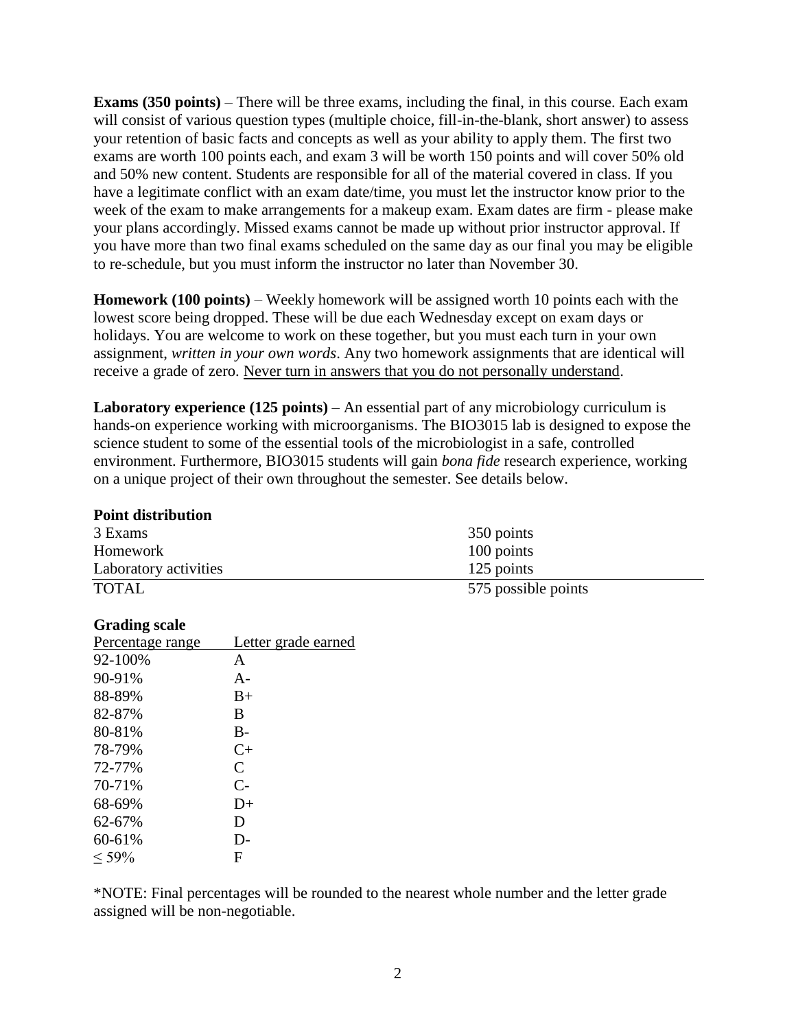**Exams (350 points)** – There will be three exams, including the final, in this course. Each exam will consist of various question types (multiple choice, fill-in-the-blank, short answer) to assess your retention of basic facts and concepts as well as your ability to apply them. The first two exams are worth 100 points each, and exam 3 will be worth 150 points and will cover 50% old and 50% new content. Students are responsible for all of the material covered in class. If you have a legitimate conflict with an exam date/time, you must let the instructor know prior to the week of the exam to make arrangements for a makeup exam. Exam dates are firm - please make your plans accordingly. Missed exams cannot be made up without prior instructor approval. If you have more than two final exams scheduled on the same day as our final you may be eligible to re-schedule, but you must inform the instructor no later than November 30.

**Homework (100 points)** – Weekly homework will be assigned worth 10 points each with the lowest score being dropped. These will be due each Wednesday except on exam days or holidays. You are welcome to work on these together, but you must each turn in your own assignment, *written in your own words*. Any two homework assignments that are identical will receive a grade of zero. <u>Never turn in answers that you do not personally understand</u>.

**Laboratory experience (125 points)** – An essential part of any microbiology curriculum is hands-on experience working with microorganisms. The BIO3015 lab is designed to expose the science student to some of the essential tools of the microbiologist in a safe, controlled environment. Furthermore, BIO3015 students will gain *bona fide* research experience, working on a unique project of their own throughout the semester. See details below.

**Point distribution**

| | |
|---|---|
| 3 Exams | 350 points |
| Homework | 100 points |
| Laboratory activities | 125 points |
| TOTAL | 575 possible points |

**Grading scale**

| Percentage range | Letter grade earned |
|---|---|
| 92-100% | A |
| 90-91% | A- |
| 88-89% | B+ |
| 82-87% | B |
| 80-81% | B- |
| 78-79% | C+ |
| 72-77% | C |
| 70-71% | C- |
| 68-69% | D+ |
| 62-67% | D |
| 60-61% | D- |
| ≤ 59% | F |

*NOTE: Final percentages will be rounded to the nearest whole number and the letter grade assigned will be non-negotiable.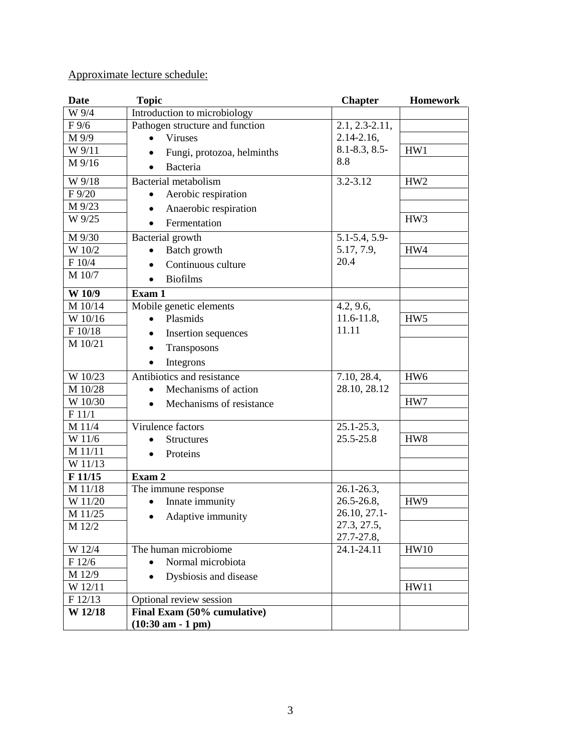Approximate lecture schedule:

| Date | Topic | Chapter | Homework |
|---|---|---|---|
| W 9/4 | Introduction to microbiology | | |
| F 9/6 | Pathogen structure and function | 2.1, 2.3-2.11, 2.14-2.16, 8.1-8.3, 8.5-8.8 | |
| M 9/9 | • Viruses | | |
| W 9/11 | • Fungi, protozoa, helminths | | HW1 |
| M 9/16 | • Bacteria | | |
| W 9/18 | Bacterial metabolism | 3.2-3.12 | HW2 |
| F 9/20 | • Aerobic respiration | | |
| M 9/23 | • Anaerobic respiration | | |
| W 9/25 | • Fermentation | | HW3 |
| M 9/30 | Bacterial growth | 5.1-5.4, 5.9-5.17, 7.9, 20.4 | |
| W 10/2 | • Batch growth | | HW4 |
| F 10/4 | • Continuous culture | | |
| M 10/7 | • Biofilms | | |
| **W 10/9** | **Exam 1** | | |
| M 10/14 | Mobile genetic elements | 4.2, 9.6, 11.6-11.8, 11.11 | |
| W 10/16 | • Plasmids | | HW5 |
| F 10/18 | • Insertion sequences | | |
| M 10/21 | • Transposons<br>• Integrons | | |
| W 10/23 | Antibiotics and resistance | 7.10, 28.4, 28.10, 28.12 | HW6 |
| M 10/28 | • Mechanisms of action | | |
| W 10/30 | • Mechanisms of resistance | | HW7 |
| F 11/1 | | | |
| M 11/4 | Virulence factors | 25.1-25.3, 25.5-25.8 | |
| W 11/6 | • Structures | | HW8 |
| M 11/11 | • Proteins | | |
| W 11/13 | | | |
| **F 11/15** | **Exam 2** | | |
| M 11/18 | The immune response | 26.1-26.3, 26.5-26.8, 26.10, 27.1-27.3, 27.5, 27.7-27.8, | |
| W 11/20 | • Innate immunity | | HW9 |
| M 11/25 | • Adaptive immunity | | |
| M 12/2 | | | |
| W 12/4 | The human microbiome | 24.1-24.11 | HW10 |
| F 12/6 | • Normal microbiota | | |
| M 12/9 | • Dysbiosis and disease | | |
| W 12/11 | | | HW11 |
| F 12/13 | Optional review session | | |
| **W 12/18** | **Final Exam (50% cumulative) (10:30 am - 1 pm)** | | |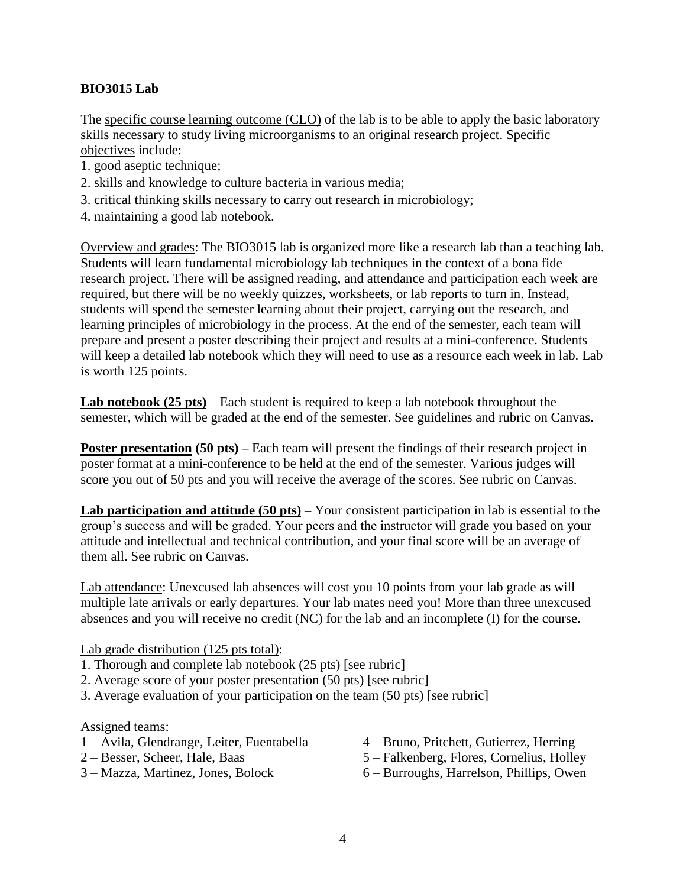**BIO3015 Lab**

The <u>specific course learning outcome (CLO)</u> of the lab is to be able to apply the basic laboratory skills necessary to study living microorganisms to an original research project. <u>Specific objectives</u> include:

1. good aseptic technique;
2. skills and knowledge to culture bacteria in various media;
3. critical thinking skills necessary to carry out research in microbiology;
4. maintaining a good lab notebook.

<u>Overview and grades</u>: The BIO3015 lab is organized more like a research lab than a teaching lab. Students will learn fundamental microbiology lab techniques in the context of a bona fide research project. There will be assigned reading, and attendance and participation each week are required, but there will be no weekly quizzes, worksheets, or lab reports to turn in. Instead, students will spend the semester learning about their project, carrying out the research, and learning principles of microbiology in the process. At the end of the semester, each team will prepare and present a poster describing their project and results at a mini-conference. Students will keep a detailed lab notebook which they will need to use as a resource each week in lab. Lab is worth 125 points.

**<u>Lab notebook (25 pts)</u>** – Each student is required to keep a lab notebook throughout the semester, which will be graded at the end of the semester. See guidelines and rubric on Canvas.

**<u>Poster presentation</u> (50 pts) –** Each team will present the findings of their research project in poster format at a mini-conference to be held at the end of the semester. Various judges will score you out of 50 pts and you will receive the average of the scores. See rubric on Canvas.

**<u>Lab participation and attitude (50 pts)</u>** – Your consistent participation in lab is essential to the group's success and will be graded. Your peers and the instructor will grade you based on your attitude and intellectual and technical contribution, and your final score will be an average of them all. See rubric on Canvas.

<u>Lab attendance</u>: Unexcused lab absences will cost you 10 points from your lab grade as will multiple late arrivals or early departures. Your lab mates need you! More than three unexcused absences and you will receive no credit (NC) for the lab and an incomplete (I) for the course.

<u>Lab grade distribution (125 pts total)</u>:

1. Thorough and complete lab notebook (25 pts) [see rubric]
2. Average score of your poster presentation (50 pts) [see rubric]
3. Average evaluation of your participation on the team (50 pts) [see rubric]

<u>Assigned teams</u>:

1 – Avila, Glendrange, Leiter, Fuentabella
2 – Besser, Scheer, Hale, Baas
3 – Mazza, Martinez, Jones, Bolock
4 – Bruno, Pritchett, Gutierrez, Herring
5 – Falkenberg, Flores, Cornelius, Holley
6 – Burroughs, Harrelson, Phillips, Owen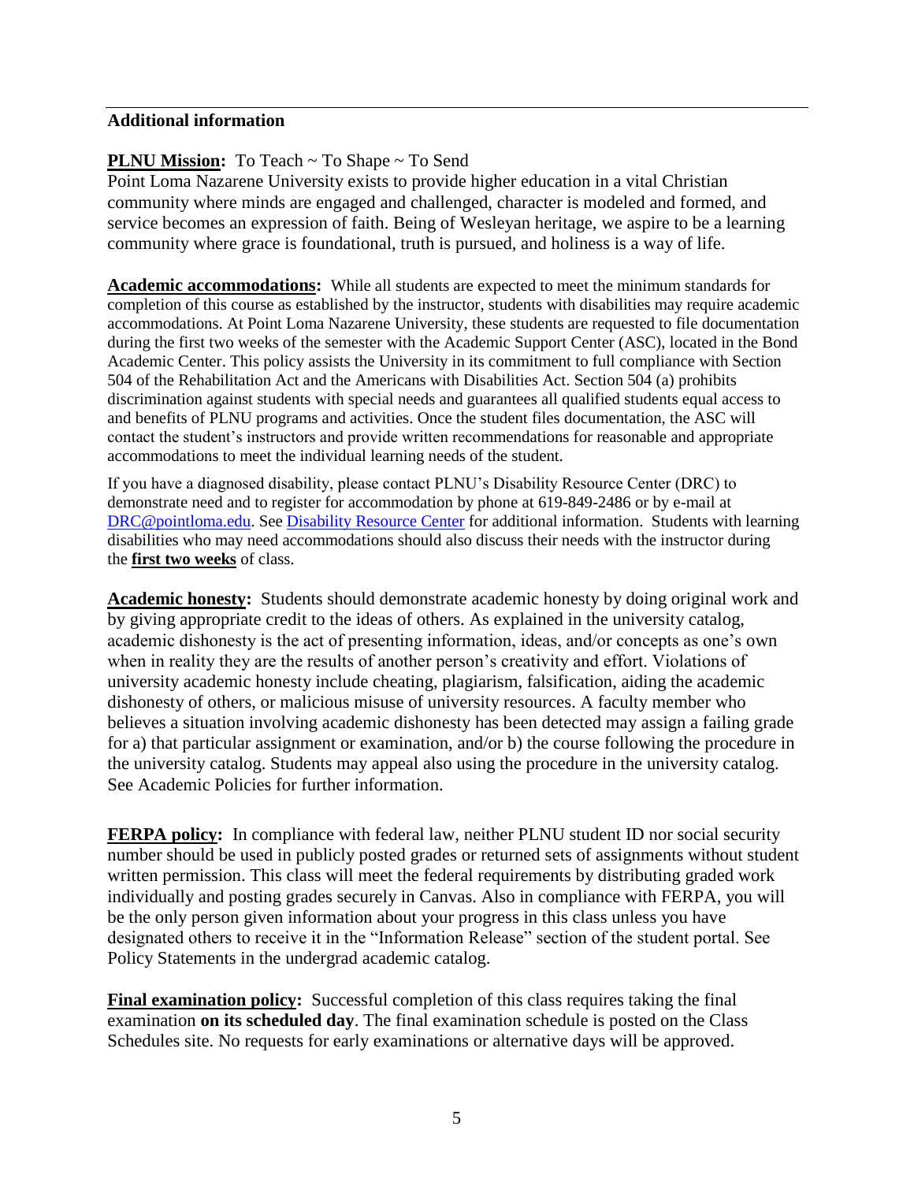**Additional information**

**PLNU Mission:** To Teach ~ To Shape ~ To Send
Point Loma Nazarene University exists to provide higher education in a vital Christian community where minds are engaged and challenged, character is modeled and formed, and service becomes an expression of faith. Being of Wesleyan heritage, we aspire to be a learning community where grace is foundational, truth is pursued, and holiness is a way of life.

**Academic accommodations:** While all students are expected to meet the minimum standards for completion of this course as established by the instructor, students with disabilities may require academic accommodations. At Point Loma Nazarene University, these students are requested to file documentation during the first two weeks of the semester with the Academic Support Center (ASC), located in the Bond Academic Center. This policy assists the University in its commitment to full compliance with Section 504 of the Rehabilitation Act and the Americans with Disabilities Act. Section 504 (a) prohibits discrimination against students with special needs and guarantees all qualified students equal access to and benefits of PLNU programs and activities. Once the student files documentation, the ASC will contact the student's instructors and provide written recommendations for reasonable and appropriate accommodations to meet the individual learning needs of the student.

If you have a diagnosed disability, please contact PLNU's Disability Resource Center (DRC) to demonstrate need and to register for accommodation by phone at 619-849-2486 or by e-mail at DRC@pointloma.edu. See Disability Resource Center for additional information. Students with learning disabilities who may need accommodations should also discuss their needs with the instructor during the **first two weeks** of class.

**Academic honesty:** Students should demonstrate academic honesty by doing original work and by giving appropriate credit to the ideas of others. As explained in the university catalog, academic dishonesty is the act of presenting information, ideas, and/or concepts as one's own when in reality they are the results of another person's creativity and effort. Violations of university academic honesty include cheating, plagiarism, falsification, aiding the academic dishonesty of others, or malicious misuse of university resources. A faculty member who believes a situation involving academic dishonesty has been detected may assign a failing grade for a) that particular assignment or examination, and/or b) the course following the procedure in the university catalog. Students may appeal also using the procedure in the university catalog. See Academic Policies for further information.

**FERPA policy:** In compliance with federal law, neither PLNU student ID nor social security number should be used in publicly posted grades or returned sets of assignments without student written permission. This class will meet the federal requirements by distributing graded work individually and posting grades securely in Canvas. Also in compliance with FERPA, you will be the only person given information about your progress in this class unless you have designated others to receive it in the "Information Release" section of the student portal. See Policy Statements in the undergrad academic catalog.

**Final examination policy:** Successful completion of this class requires taking the final examination **on its scheduled day**. The final examination schedule is posted on the Class Schedules site. No requests for early examinations or alternative days will be approved.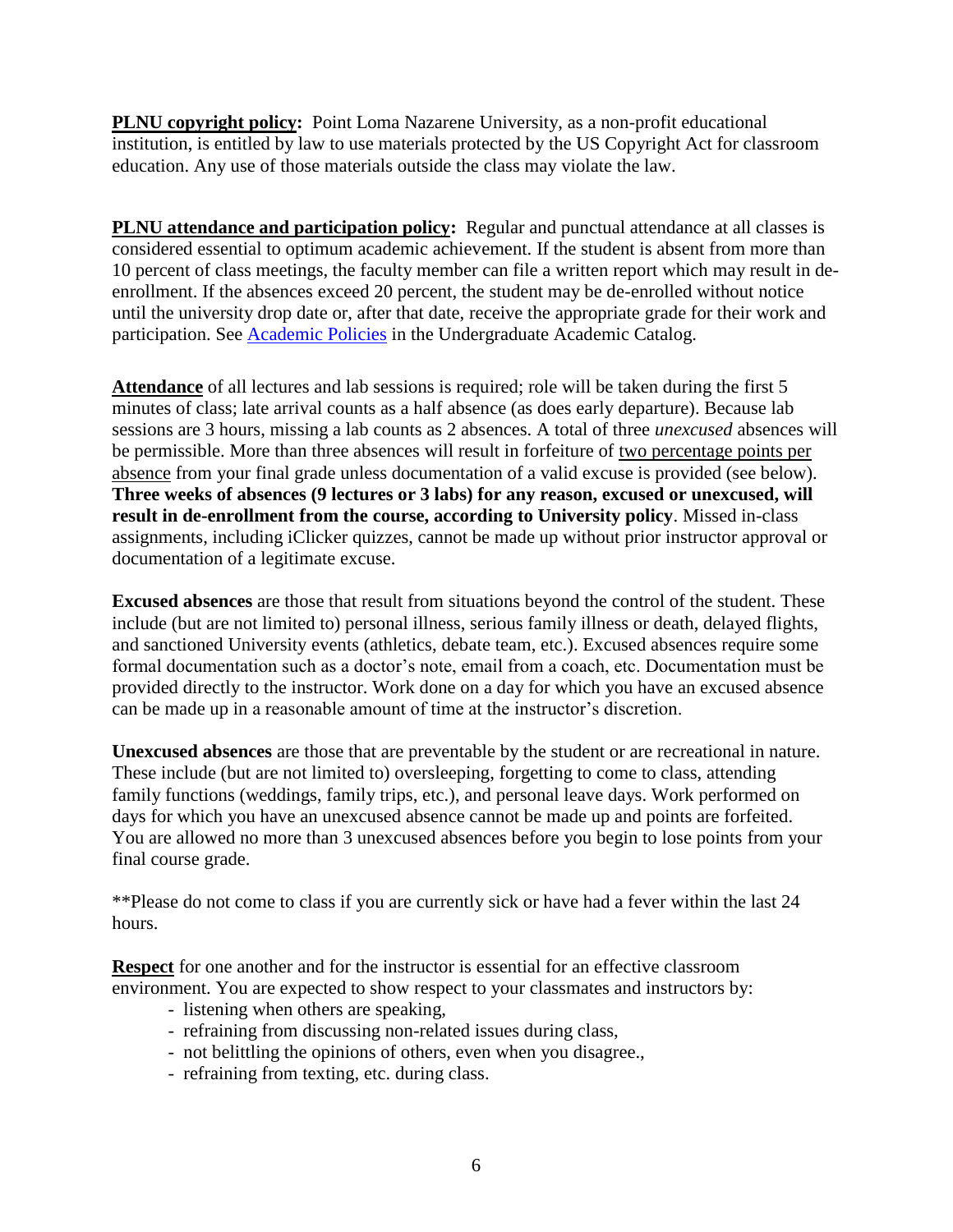**PLNU copyright policy:** Point Loma Nazarene University, as a non-profit educational institution, is entitled by law to use materials protected by the US Copyright Act for classroom education. Any use of those materials outside the class may violate the law.

**PLNU attendance and participation policy:** Regular and punctual attendance at all classes is considered essential to optimum academic achievement. If the student is absent from more than 10 percent of class meetings, the faculty member can file a written report which may result in de-enrollment. If the absences exceed 20 percent, the student may be de-enrolled without notice until the university drop date or, after that date, receive the appropriate grade for their work and participation. See [Academic Policies](Academic Policies) in the Undergraduate Academic Catalog.

**Attendance** of all lectures and lab sessions is required; role will be taken during the first 5 minutes of class; late arrival counts as a half absence (as does early departure). Because lab sessions are 3 hours, missing a lab counts as 2 absences. A total of three *unexcused* absences will be permissible. More than three absences will result in forfeiture of two percentage points per absence from your final grade unless documentation of a valid excuse is provided (see below). **Three weeks of absences (9 lectures or 3 labs) for any reason, excused or unexcused, will result in de-enrollment from the course, according to University policy**. Missed in-class assignments, including iClicker quizzes, cannot be made up without prior instructor approval or documentation of a legitimate excuse.

**Excused absences** are those that result from situations beyond the control of the student. These include (but are not limited to) personal illness, serious family illness or death, delayed flights, and sanctioned University events (athletics, debate team, etc.). Excused absences require some formal documentation such as a doctor's note, email from a coach, etc. Documentation must be provided directly to the instructor. Work done on a day for which you have an excused absence can be made up in a reasonable amount of time at the instructor's discretion.

**Unexcused absences** are those that are preventable by the student or are recreational in nature. These include (but are not limited to) oversleeping, forgetting to come to class, attending family functions (weddings, family trips, etc.), and personal leave days. Work performed on days for which you have an unexcused absence cannot be made up and points are forfeited. You are allowed no more than 3 unexcused absences before you begin to lose points from your final course grade.

**Please do not come to class if you are currently sick or have had a fever within the last 24 hours.

**Respect** for one another and for the instructor is essential for an effective classroom environment. You are expected to show respect to your classmates and instructors by:

- listening when others are speaking,
- refraining from discussing non-related issues during class,
- not belittling the opinions of others, even when you disagree.,
- refraining from texting, etc. during class.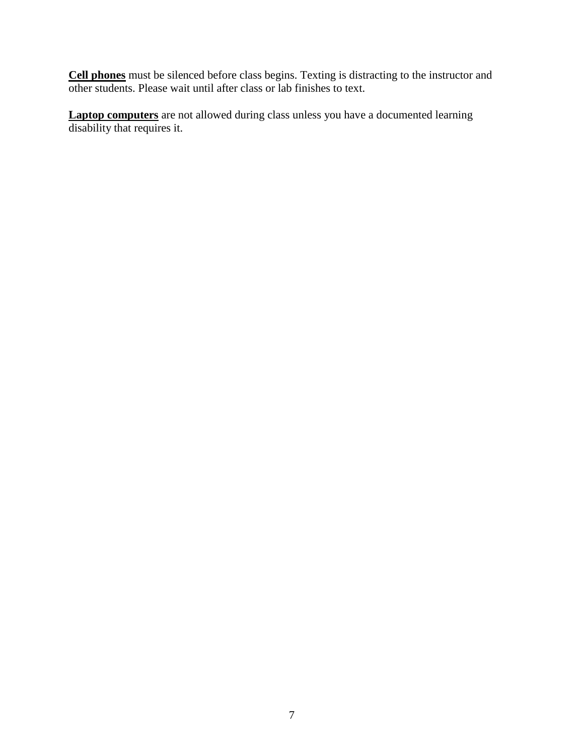**Cell phones** must be silenced before class begins. Texting is distracting to the instructor and other students. Please wait until after class or lab finishes to text.

**Laptop computers** are not allowed during class unless you have a documented learning disability that requires it.